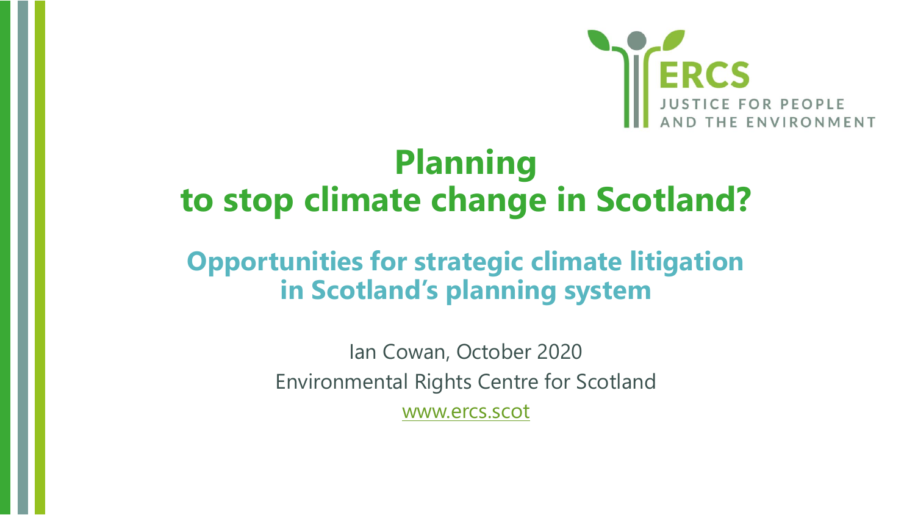ERCS

JUSTICE FOR PEOPLE AND THE ENVIRONMENT

# Planning to stop climate change in Scotland?

## Opportunities for strategic climate litigation in Scotland's planning system

Ian Cowan, October 2020

Environmental Rights Centre for Scotland

www.ercs.scot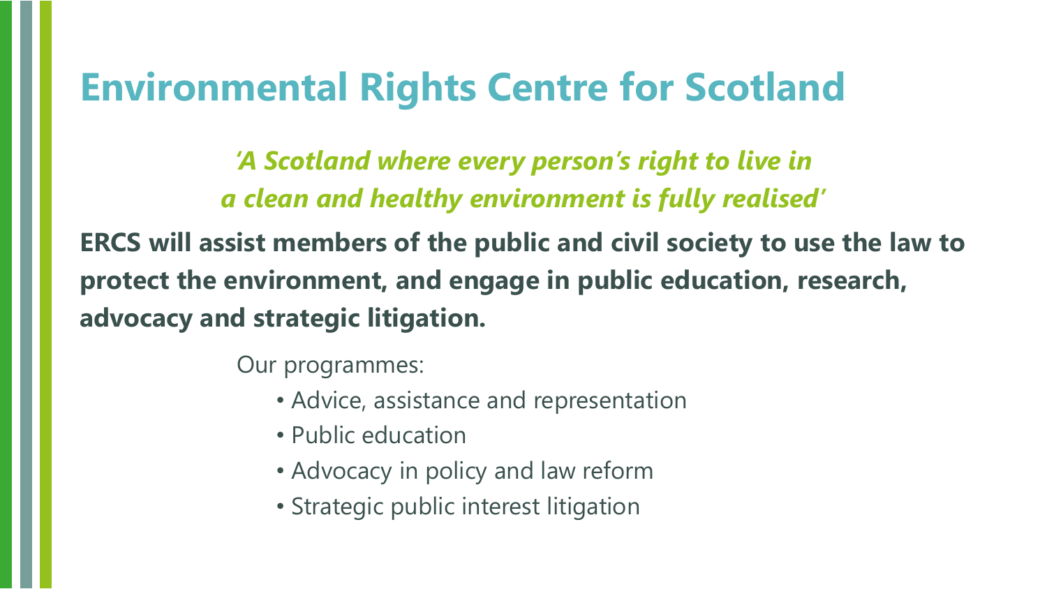# Environmental Rights Centre for Scotland

*'A Scotland where every person's right to live in a clean and healthy environment is fully realised'*

**ERCS will assist members of the public and civil society to use the law to protect the environment, and engage in public education, research, advocacy and strategic litigation.**

Our programmes:

- Advice, assistance and representation
- Public education
- Advocacy in policy and law reform
- Strategic public interest litigation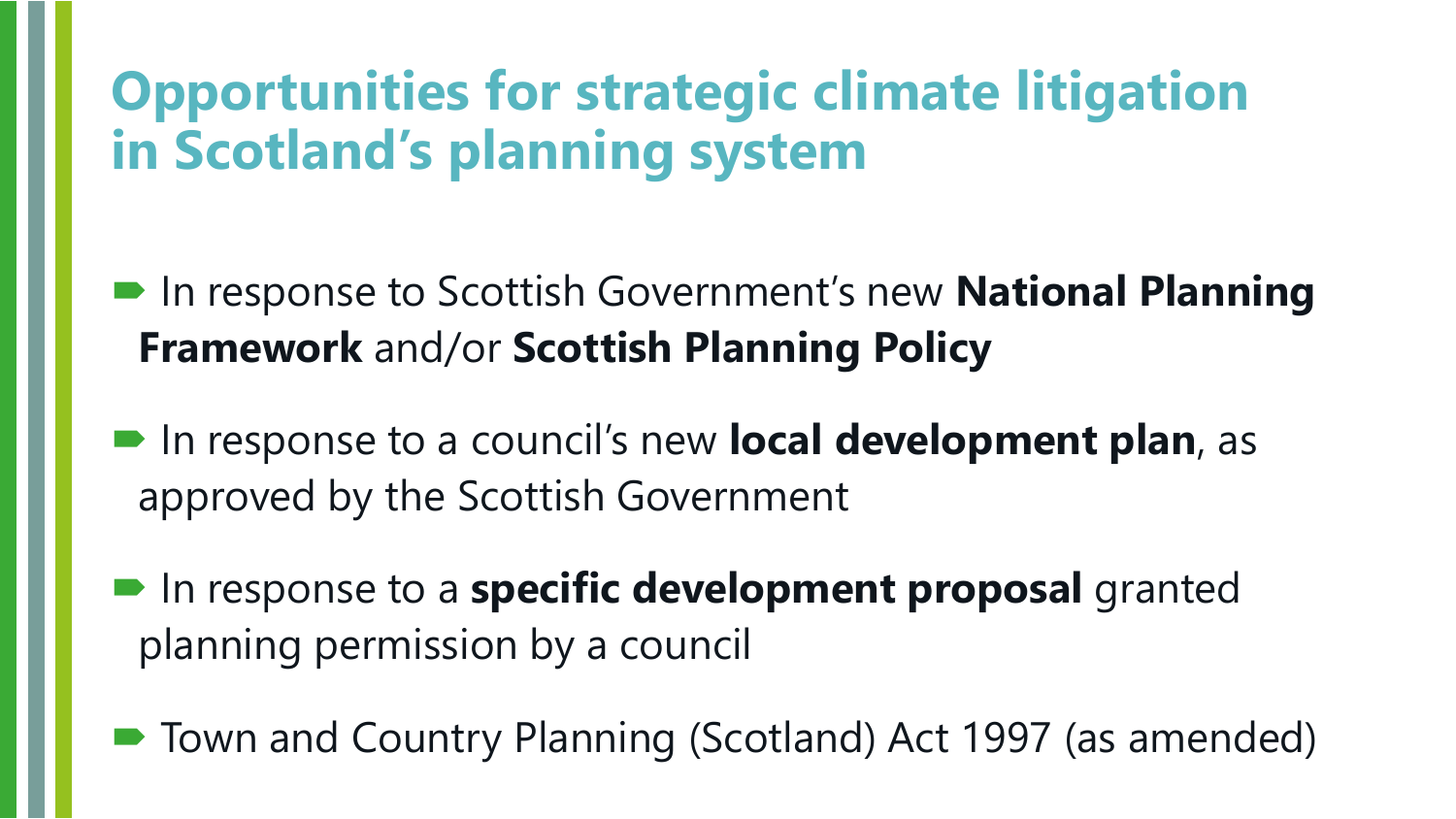# Opportunities for strategic climate litigation in Scotland's planning system

- In response to Scottish Government's new **National Planning Framework** and/or **Scottish Planning Policy**
- In response to a council's new **local development plan**, as approved by the Scottish Government
- In response to a **specific development proposal** granted planning permission by a council
- Town and Country Planning (Scotland) Act 1997 (as amended)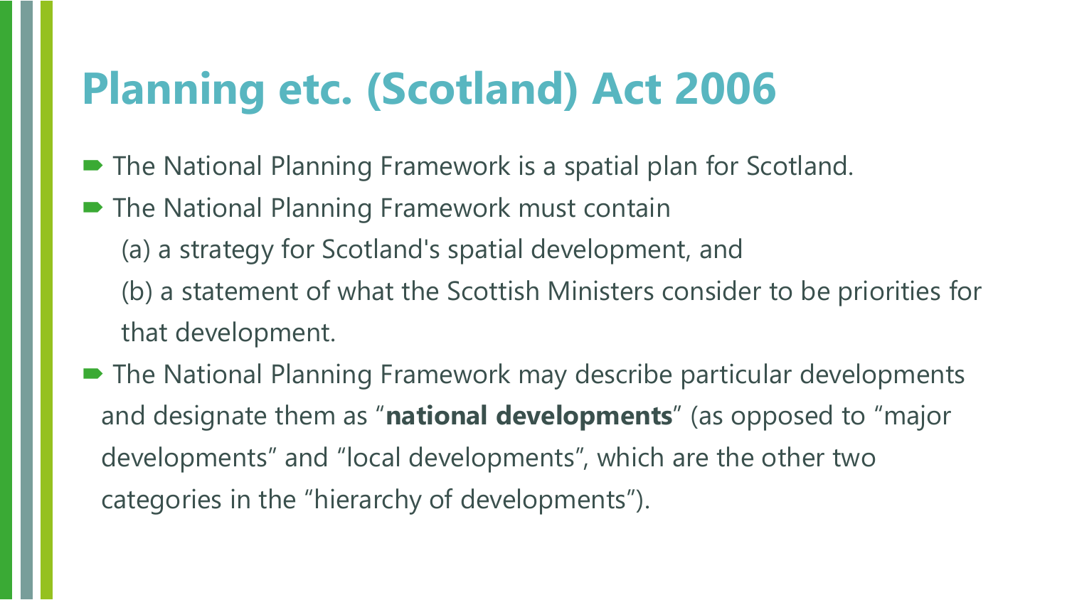# Planning etc. (Scotland) Act 2006

- The National Planning Framework is a spatial plan for Scotland.
- The National Planning Framework must contain
  (a) a strategy for Scotland's spatial development, and
  (b) a statement of what the Scottish Ministers consider to be priorities for that development.
- The National Planning Framework may describe particular developments and designate them as "**national developments**" (as opposed to "major developments" and "local developments", which are the other two categories in the "hierarchy of developments").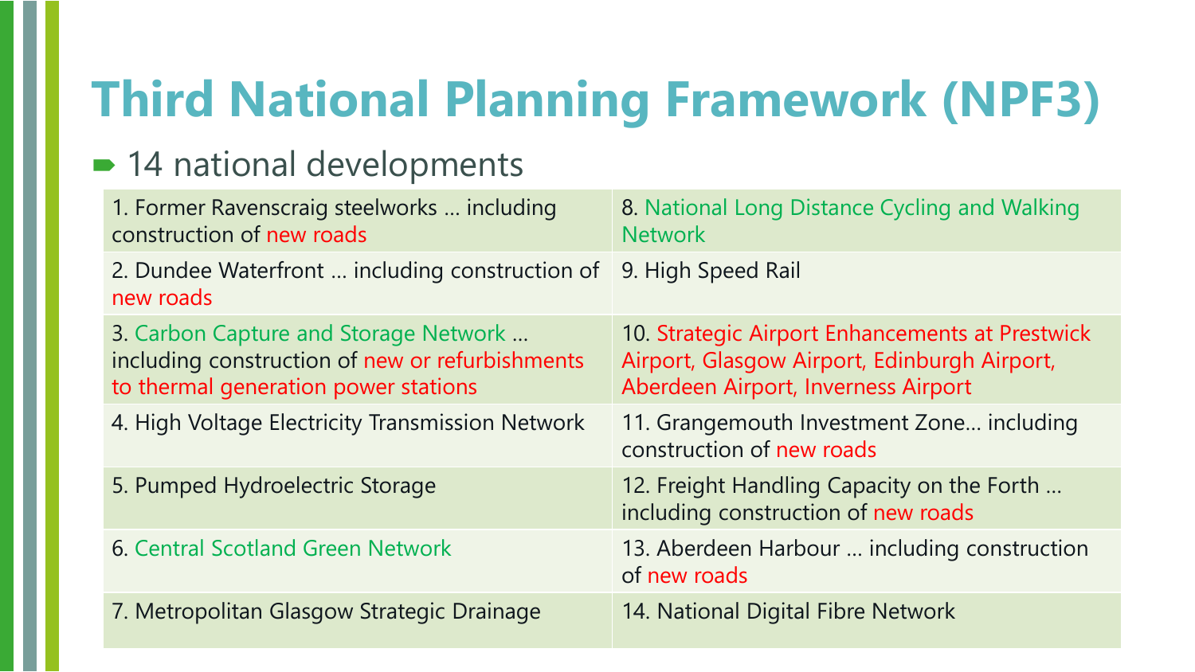# Third National Planning Framework (NPF3)

- 14 national developments

| | |
|---|---|
| 1. Former Ravenscraig steelworks … including construction of new roads | 8. National Long Distance Cycling and Walking Network |
| 2. Dundee Waterfront … including construction of new roads | 9. High Speed Rail |
| 3. Carbon Capture and Storage Network … including construction of new or refurbishments to thermal generation power stations | 10. Strategic Airport Enhancements at Prestwick Airport, Glasgow Airport, Edinburgh Airport, Aberdeen Airport, Inverness Airport |
| 4. High Voltage Electricity Transmission Network | 11. Grangemouth Investment Zone… including construction of new roads |
| 5. Pumped Hydroelectric Storage | 12. Freight Handling Capacity on the Forth … including construction of new roads |
| 6. Central Scotland Green Network | 13. Aberdeen Harbour … including construction of new roads |
| 7. Metropolitan Glasgow Strategic Drainage | 14. National Digital Fibre Network |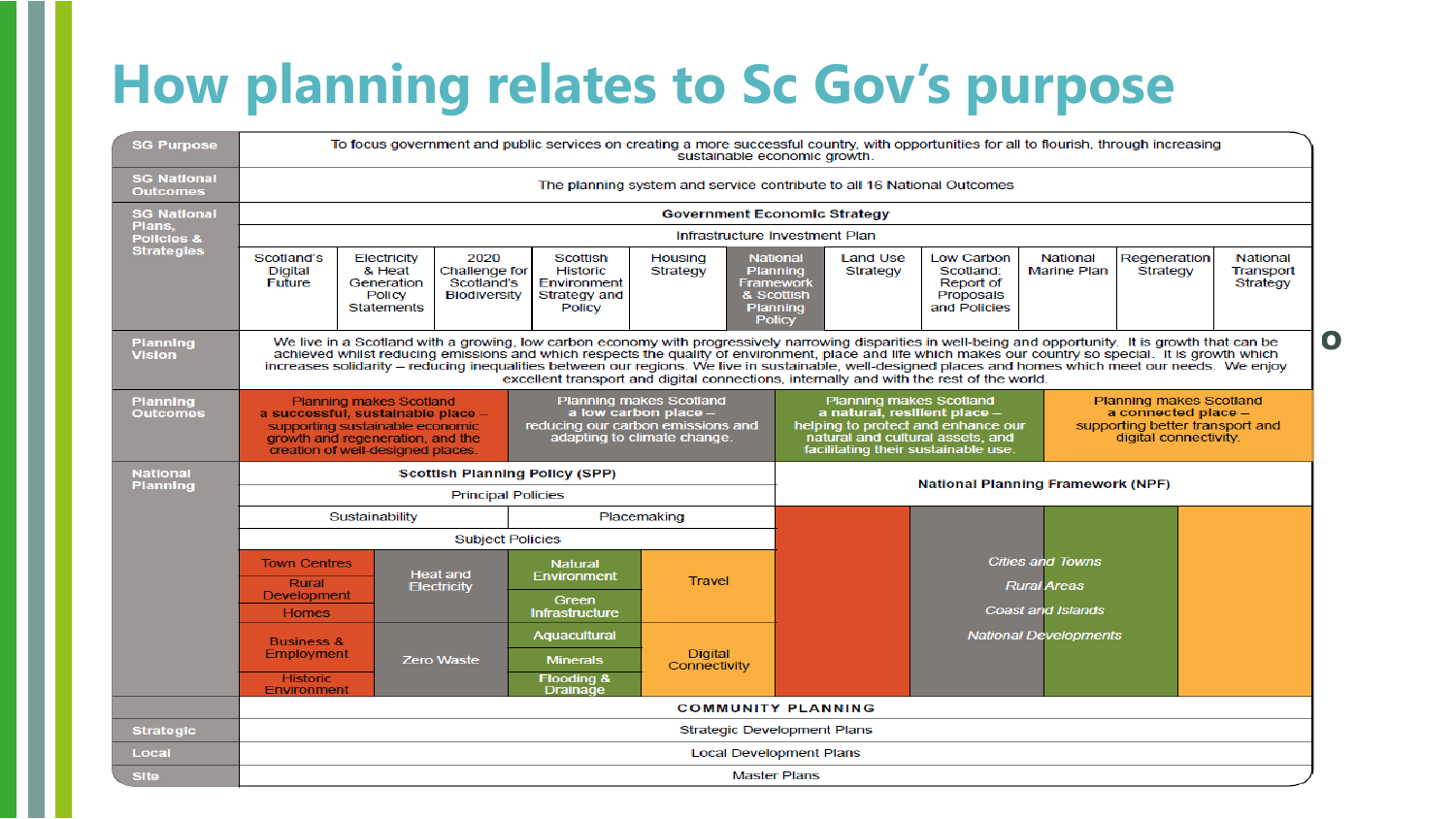# How planning relates to Sc Gov's purpose

| Level | Content |
|---|---|
| **SG Purpose** | To focus government and public services on creating a more successful country, with opportunities for all to flourish, through increasing sustainable economic growth. |
| **SG National Outcomes** | The planning system and service contribute to all 16 National Outcomes |
| **SG National Plans, Policies & Strategies** | **Government Economic Strategy**<br>Infrastructure Investment Plan<br>Scotland's Digital Future · Electricity & Heat Generation Policy Statements · 2020 Challenge for Scotland's Biodiversity · Scottish Historic Environment Strategy and Policy · Housing Strategy · National Planning Framework & Scottish Planning Policy · Land Use Strategy · Low Carbon Scotland: Report of Proposals and Policies · National Marine Plan · Regeneration Strategy · National Transport Strategy |
| **Planning Vision** | We live in a Scotland with a growing, low carbon economy with progressively narrowing disparities in well-being and opportunity. It is growth that can be achieved whilst reducing emissions and which respects the quality of environment, place and life which makes our country so special. It is growth which increases solidarity – reducing inequalities between our regions. We live in sustainable, well-designed places and homes which meet our needs. We enjoy excellent transport and digital connections, internally and with the rest of the world. |
| **Planning Outcomes** | Planning makes Scotland **a successful, sustainable place** – supporting sustainable economic growth and regeneration, and the creation of well-designed places.<br>Planning makes Scotland **a low carbon place** – reducing our carbon emissions and adapting to climate change.<br>Planning makes Scotland **a natural, resilient place** – helping to protect and enhance our natural and cultural assets, and facilitating their sustainable use.<br>Planning makes Scotland **a connected place** – supporting better transport and digital connectivity. |
| **National Planning** | **Scottish Planning Policy (SPP)**<br>Principal Policies: Sustainability · Placemaking<br>Subject Policies:<br>– Successful, sustainable place: Town Centres · Rural Development · Homes · Business & Employment · Historic Environment<br>– Low carbon place: Heat and Electricity · Zero Waste<br>– Natural, resilient place: Natural Environment · Green Infrastructure · Aquacultural · Minerals · Flooding & Drainage<br>– Connected place: Travel · Digital Connectivity<br><br>**National Planning Framework (NPF)**<br>*Cities and Towns* · *Rural Areas* · *Coast and Islands* · *National Developments* |
| | **COMMUNITY PLANNING** |
| **Strategic** | Strategic Development Plans |
| **Local** | Local Development Plans |
| **Site** | Master Plans |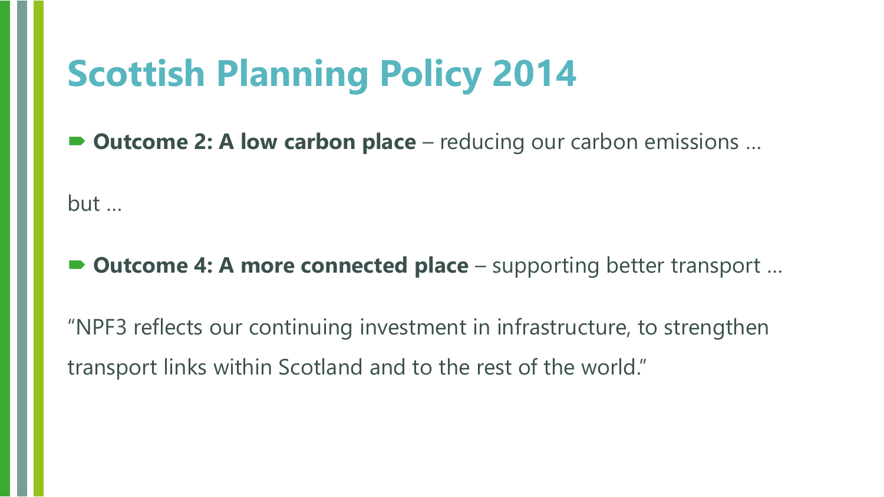# Scottish Planning Policy 2014

- **Outcome 2: A low carbon place** – reducing our carbon emissions …

but …

- **Outcome 4: A more connected place** – supporting better transport …

"NPF3 reflects our continuing investment in infrastructure, to strengthen transport links within Scotland and to the rest of the world."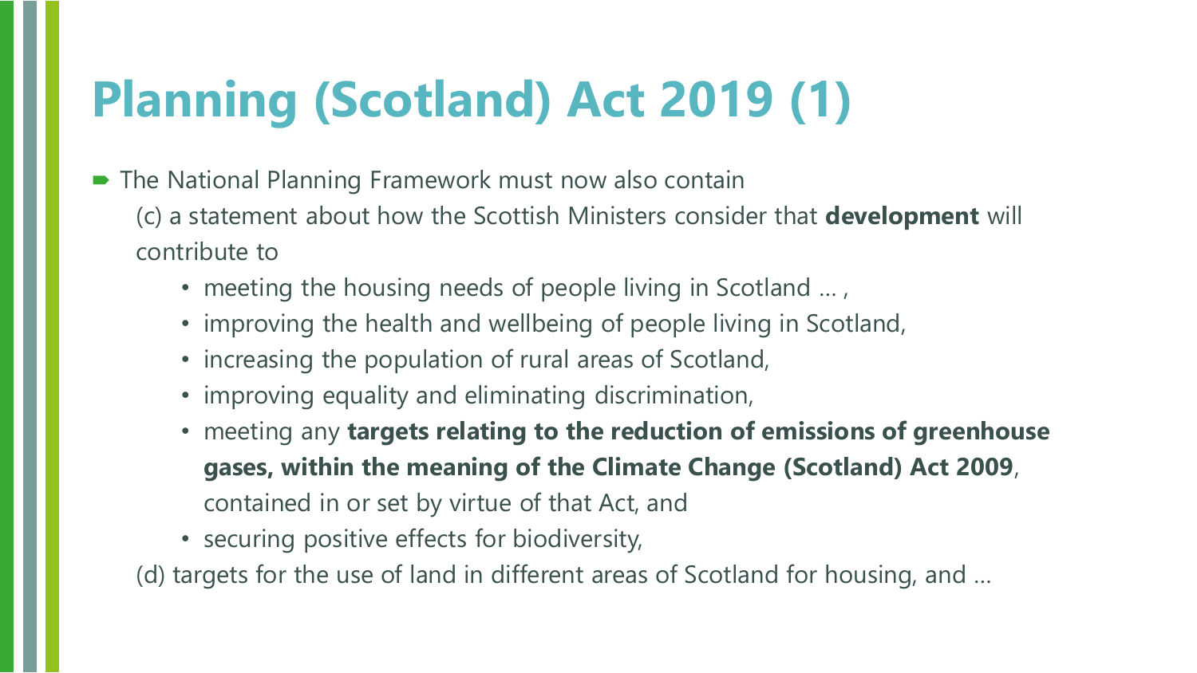# Planning (Scotland) Act 2019 (1)

- The National Planning Framework must now also contain

  (c) a statement about how the Scottish Ministers consider that **development** will contribute to

  - meeting the housing needs of people living in Scotland … ,
  - improving the health and wellbeing of people living in Scotland,
  - increasing the population of rural areas of Scotland,
  - improving equality and eliminating discrimination,
  - meeting any **targets relating to the reduction of emissions of greenhouse gases, within the meaning of the Climate Change (Scotland) Act 2009**, contained in or set by virtue of that Act, and
  - securing positive effects for biodiversity,

  (d) targets for the use of land in different areas of Scotland for housing, and …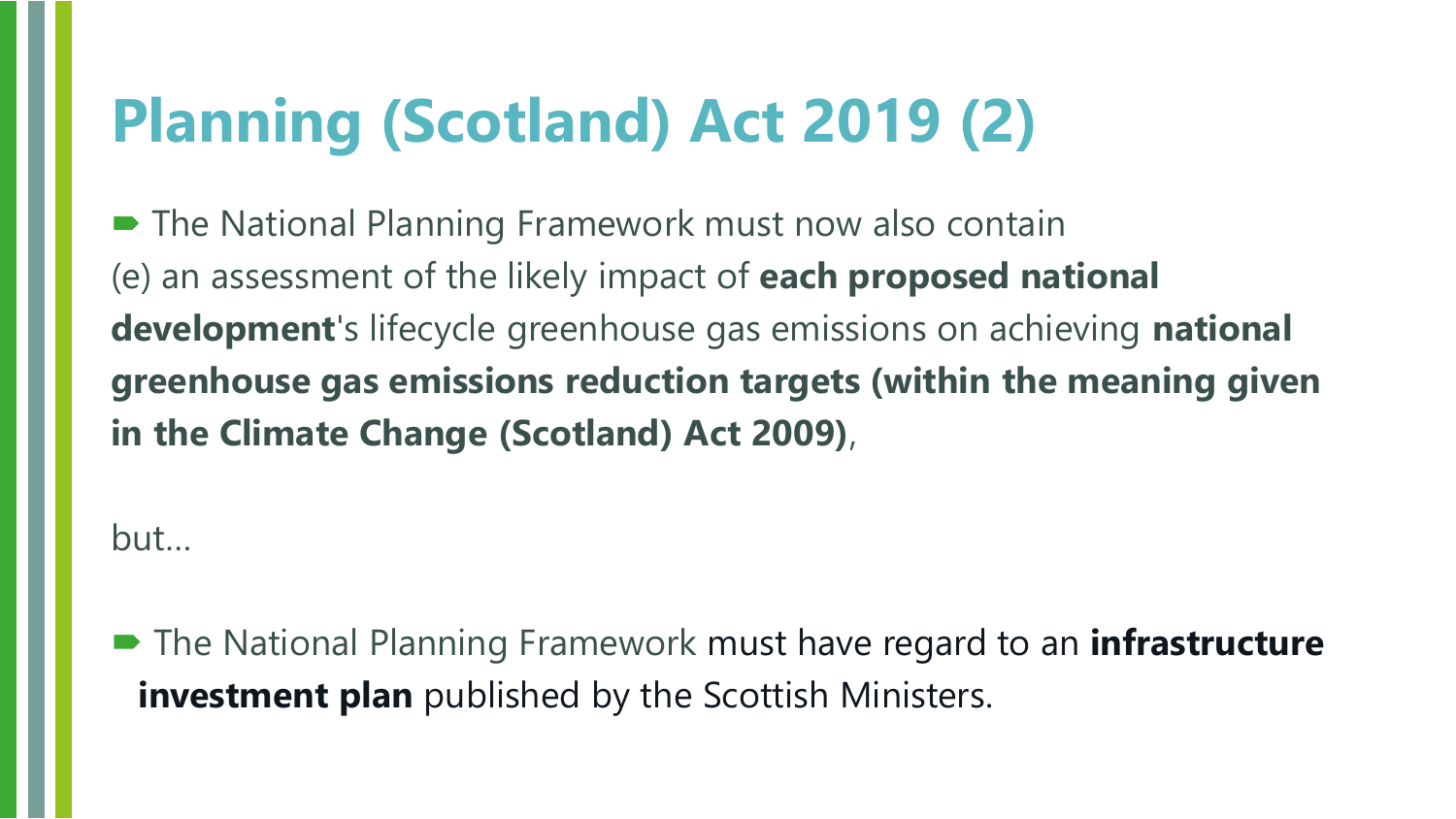# Planning (Scotland) Act 2019 (2)

- The National Planning Framework must now also contain (e) an assessment of the likely impact of **each proposed national development**'s lifecycle greenhouse gas emissions on achieving **national greenhouse gas emissions reduction targets (within the meaning given in the Climate Change (Scotland) Act 2009)**,

but…

- The National Planning Framework must have regard to an **infrastructure investment plan** published by the Scottish Ministers.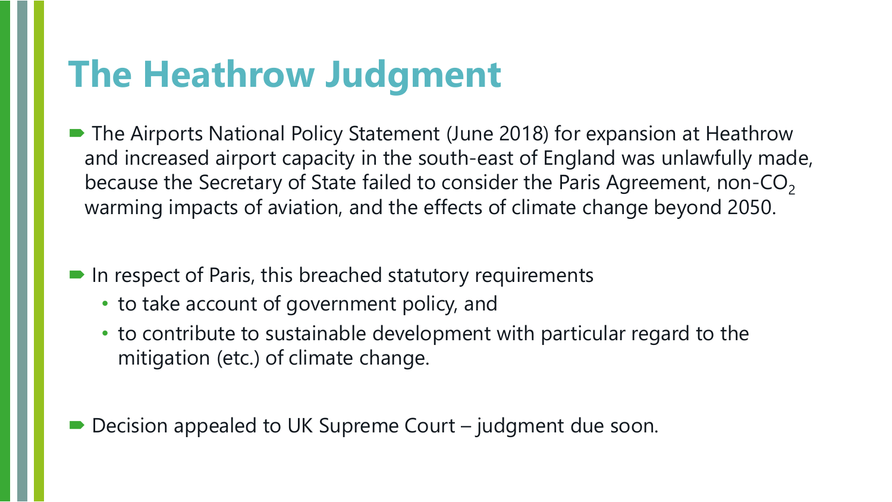# The Heathrow Judgment

- The Airports National Policy Statement (June 2018) for expansion at Heathrow and increased airport capacity in the south-east of England was unlawfully made, because the Secretary of State failed to consider the Paris Agreement, non-$CO_2$ warming impacts of aviation, and the effects of climate change beyond 2050.

- In respect of Paris, this breached statutory requirements
  - to take account of government policy, and
  - to contribute to sustainable development with particular regard to the mitigation (etc.) of climate change.

- Decision appealed to UK Supreme Court – judgment due soon.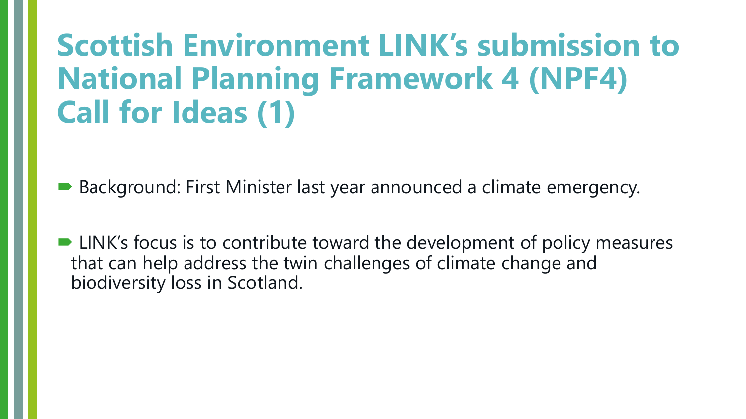# Scottish Environment LINK's submission to National Planning Framework 4 (NPF4) Call for Ideas (1)

- Background: First Minister last year announced a climate emergency.
- LINK's focus is to contribute toward the development of policy measures that can help address the twin challenges of climate change and biodiversity loss in Scotland.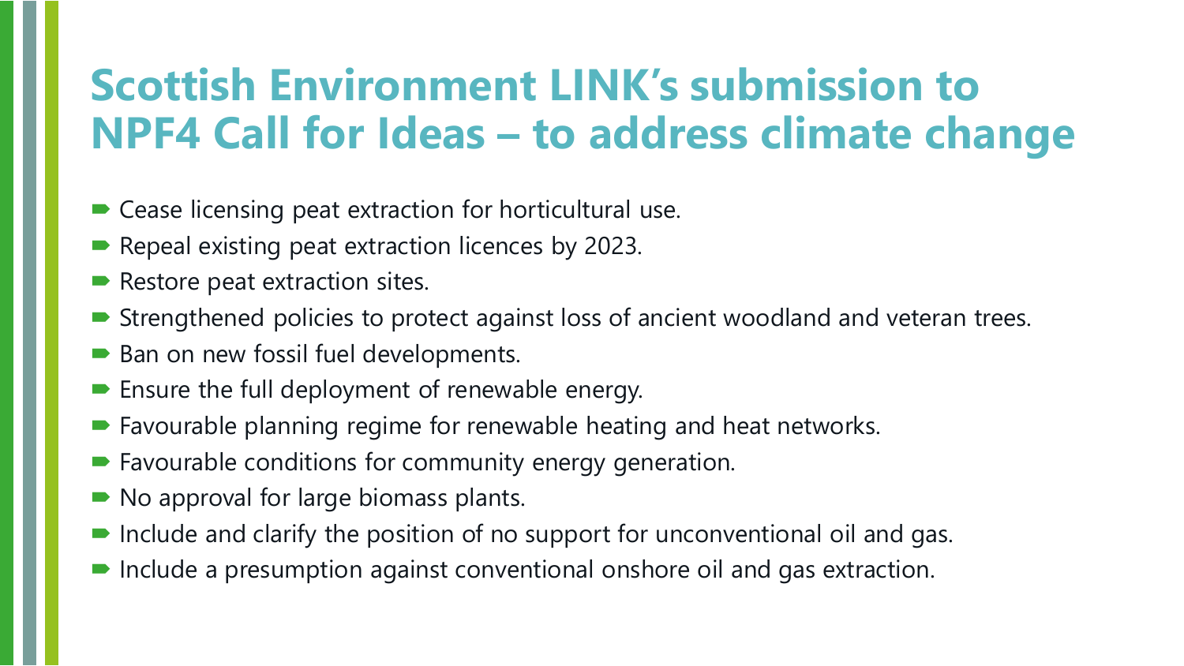# Scottish Environment LINK's submission to NPF4 Call for Ideas – to address climate change

- Cease licensing peat extraction for horticultural use.
- Repeal existing peat extraction licences by 2023.
- Restore peat extraction sites.
- Strengthened policies to protect against loss of ancient woodland and veteran trees.
- Ban on new fossil fuel developments.
- Ensure the full deployment of renewable energy.
- Favourable planning regime for renewable heating and heat networks.
- Favourable conditions for community energy generation.
- No approval for large biomass plants.
- Include and clarify the position of no support for unconventional oil and gas.
- Include a presumption against conventional onshore oil and gas extraction.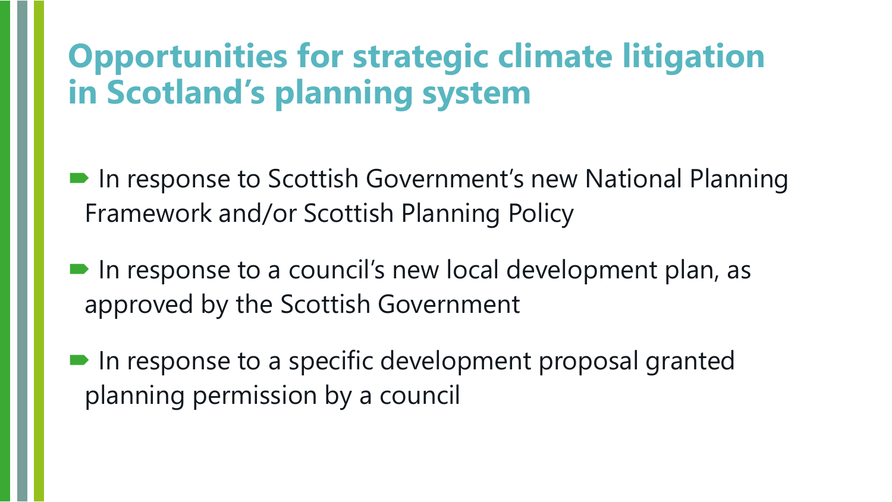# Opportunities for strategic climate litigation in Scotland's planning system

- In response to Scottish Government's new National Planning Framework and/or Scottish Planning Policy
- In response to a council's new local development plan, as approved by the Scottish Government
- In response to a specific development proposal granted planning permission by a council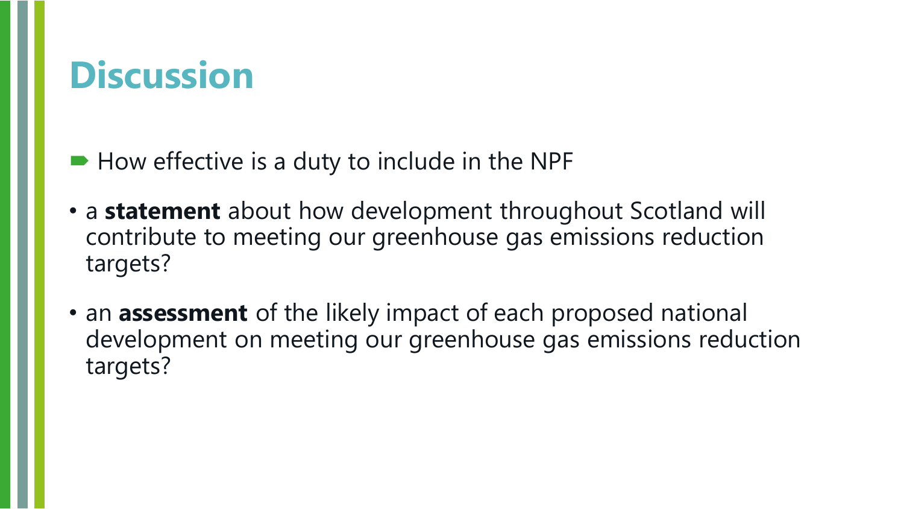# Discussion

- How effective is a duty to include in the NPF

- a **statement** about how development throughout Scotland will contribute to meeting our greenhouse gas emissions reduction targets?
- an **assessment** of the likely impact of each proposed national development on meeting our greenhouse gas emissions reduction targets?